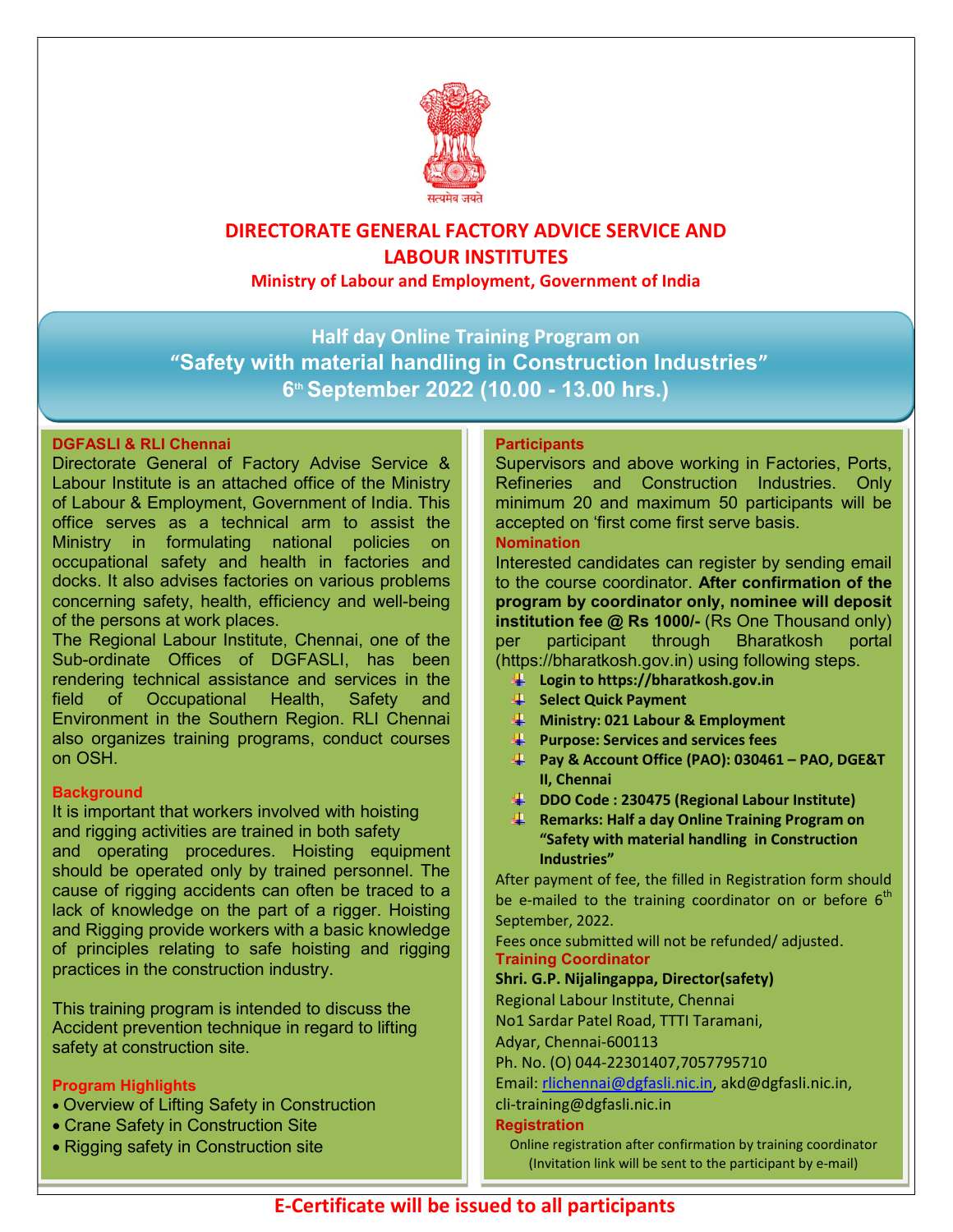सत्यमेव जयते

# DIRECTORATE GENERAL FACTORY ADVICE SERVICE AND LABOUR INSTITUTES

**Ministry of Labour and Employment, Government of India**

## Half day Online Training Program on "Safety with material handling in Construction Industries"

## 6th September 2022 (10.00 - 13.00 hrs.)

### DGFASLI & RLI Chennai

Directorate General of Factory Advise Service & Labour Institute is an attached office of the Ministry of Labour & Employment, Government of India. This office serves as a technical arm to assist the Ministry in formulating national policies on occupational safety and health in factories and docks. It also advises factories on various problems concerning safety, health, efficiency and well-being of the persons at work places.

The Regional Labour Institute, Chennai, one of the Sub-ordinate Offices of DGFASLI, has been rendering technical assistance and services in the field of Occupational Health, Safety and Environment in the Southern Region. RLI Chennai also organizes training programs, conduct courses on OSH.

### Background

It is important that workers involved with hoisting and rigging activities are trained in both safety and operating procedures. Hoisting equipment should be operated only by trained personnel. The cause of rigging accidents can often be traced to a lack of knowledge on the part of a rigger. Hoisting and Rigging provide workers with a basic knowledge of principles relating to safe hoisting and rigging practices in the construction industry.

This training program is intended to discuss the Accident prevention technique in regard to lifting safety at construction site.

### Program Highlights

- Overview of Lifting Safety in Construction
- Crane Safety in Construction Site
- Rigging safety in Construction site

### Participants

Supervisors and above working in Factories, Ports, Refineries and Construction Industries. Only minimum 20 and maximum 50 participants will be accepted on 'first come first serve basis.

### Nomination

Interested candidates can register by sending email to the course coordinator. **After confirmation of the program by coordinator only, nominee will deposit institution fee @ Rs 1000/-** (Rs One Thousand only) per participant through Bharatkosh portal (https://bharatkosh.gov.in) using following steps.

- **Login to https://bharatkosh.gov.in**
- **Select Quick Payment**
- **Ministry: 021 Labour & Employment**
- **Purpose: Services and services fees**
- **Pay & Account Office (PAO): 030461 – PAO, DGE&T II, Chennai**
- **DDO Code : 230475 (Regional Labour Institute)**
- **Remarks: Half a day Online Training Program on "Safety with material handling in Construction Industries"**

After payment of fee, the filled in Registration form should be e-mailed to the training coordinator on or before 6th September, 2022.

Fees once submitted will not be refunded/ adjusted.

### Training Coordinator

**Shri. G.P. Nijalingappa, Director(safety)**
Regional Labour Institute, Chennai
No1 Sardar Patel Road, TTTI Taramani,
Adyar, Chennai-600113
Ph. No. (O) 044-22301407,7057795710
Email: rlichennai@dgfasli.nic.in, akd@dgfasli.nic.in, cli-training@dgfasli.nic.in

### Registration

Online registration after confirmation by training coordinator
(Invitation link will be sent to the participant by e-mail)

**E-Certificate will be issued to all participants**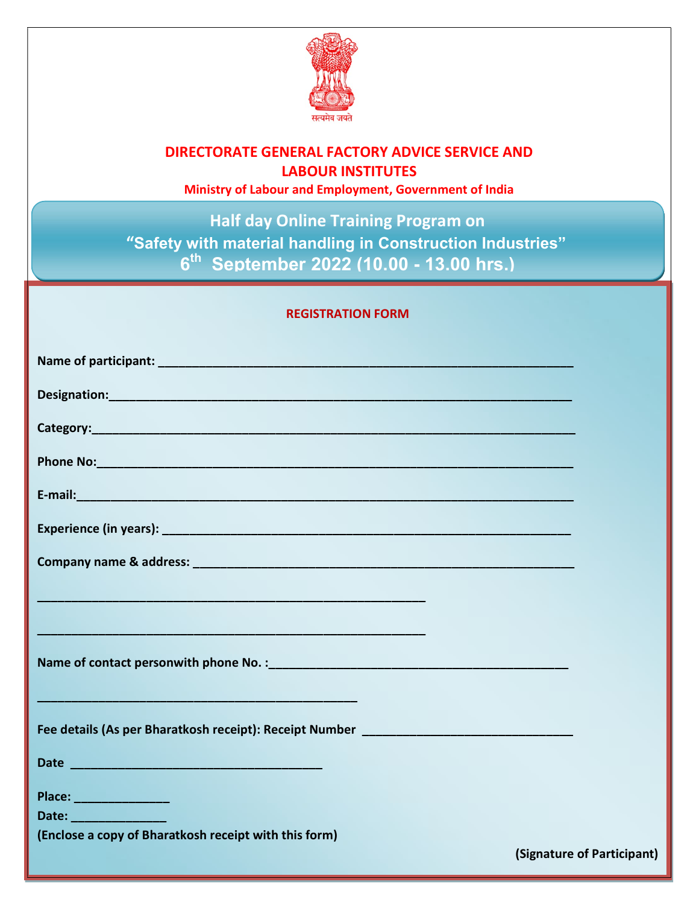सत्यमेव जयते

# DIRECTORATE GENERAL FACTORY ADVICE SERVICE AND LABOUR INSTITUTES

**Ministry of Labour and Employment, Government of India**

## Half day Online Training Program on “Safety with material handling in Construction Industries” 6th September 2022 (10.00 - 13.00 hrs.)

### REGISTRATION FORM

**Name of participant:** ______________________________________________________________

**Designation:**______________________________________________________________

**Category:**______________________________________________________________

**Phone No:**______________________________________________________________

**E-mail:**______________________________________________________________

**Experience (in years):** ______________________________________________________________

**Company name & address:** ______________________________________________________________

______________________________________________________________

______________________________________________________________

**Name of contact personwith phone No. :**______________________________________________

______________________________________________

**Fee details (As per Bharatkosh receipt): Receipt Number** ________________________________

**Date** ______________________________________

**Place:** ______________

**Date:** ______________

**(Enclose a copy of Bharatkosh receipt with this form)**

**(Signature of Participant)**